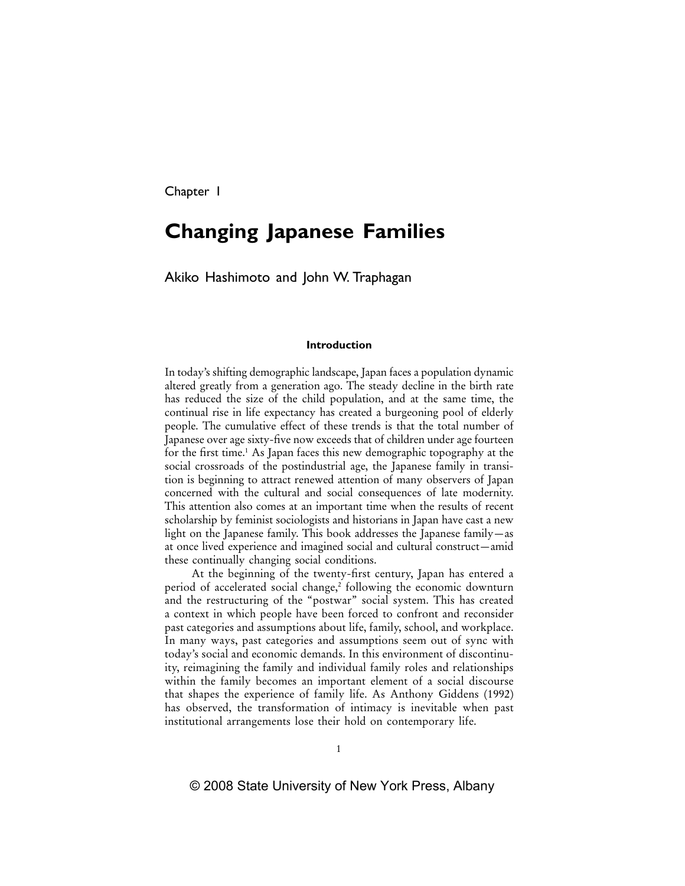Chapter 1

# Changing Japanese Families

Akiko Hashimoto and John W. Traphagan

## Introduction

In today's shifting demographic landscape, Japan faces a population dynamic altered greatly from a generation ago. The steady decline in the birth rate has reduced the size of the child population, and at the same time, the continual rise in life expectancy has created a burgeoning pool of elderly people. The cumulative effect of these trends is that the total number of Japanese over age sixty-five now exceeds that of children under age fourteen for the first time.[1] As Japan faces this new demographic topography at the social crossroads of the postindustrial age, the Japanese family in transition is beginning to attract renewed attention of many observers of Japan concerned with the cultural and social consequences of late modernity. This attention also comes at an important time when the results of recent scholarship by feminist sociologists and historians in Japan have cast a new light on the Japanese family. This book addresses the Japanese family—as at once lived experience and imagined social and cultural construct—amid these continually changing social conditions.

At the beginning of the twenty-first century, Japan has entered a period of accelerated social change,[2] following the economic downturn and the restructuring of the "postwar" social system. This has created a context in which people have been forced to confront and reconsider past categories and assumptions about life, family, school, and workplace. In many ways, past categories and assumptions seem out of sync with today's social and economic demands. In this environment of discontinuity, reimagining the family and individual family roles and relationships within the family becomes an important element of a social discourse that shapes the experience of family life. As Anthony Giddens (1992) has observed, the transformation of intimacy is inevitable when past institutional arrangements lose their hold on contemporary life.

© 2008 State University of New York Press, Albany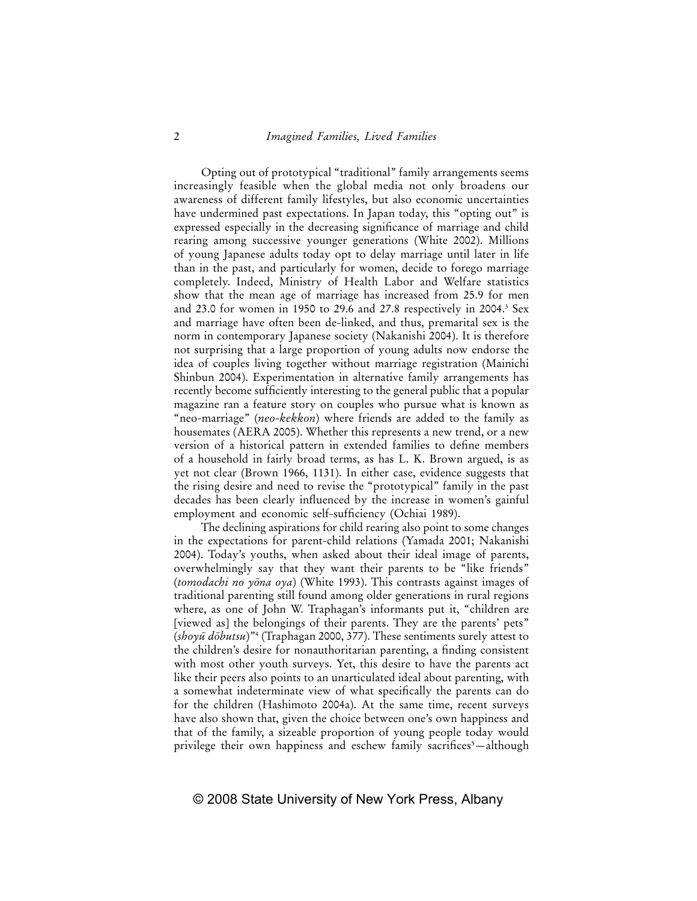Opting out of prototypical "traditional" family arrangements seems increasingly feasible when the global media not only broadens our awareness of different family lifestyles, but also economic uncertainties have undermined past expectations. In Japan today, this "opting out" is expressed especially in the decreasing significance of marriage and child rearing among successive younger generations (White 2002). Millions of young Japanese adults today opt to delay marriage until later in life than in the past, and particularly for women, decide to forego marriage completely. Indeed, Ministry of Health Labor and Welfare statistics show that the mean age of marriage has increased from 25.9 for men and 23.0 for women in 1950 to 29.6 and 27.8 respectively in 2004.[3] Sex and marriage have often been de-linked, and thus, premarital sex is the norm in contemporary Japanese society (Nakanishi 2004). It is therefore not surprising that a large proportion of young adults now endorse the idea of couples living together without marriage registration (Mainichi Shinbun 2004). Experimentation in alternative family arrangements has recently become sufficiently interesting to the general public that a popular magazine ran a feature story on couples who pursue what is known as "neo-marriage" (*neo-kekkon*) where friends are added to the family as housemates (AERA 2005). Whether this represents a new trend, or a new version of a historical pattern in extended families to define members of a household in fairly broad terms, as has L. K. Brown argued, is as yet not clear (Brown 1966, 1131). In either case, evidence suggests that the rising desire and need to revise the "prototypical" family in the past decades has been clearly influenced by the increase in women's gainful employment and economic self-sufficiency (Ochiai 1989).

The declining aspirations for child rearing also point to some changes in the expectations for parent-child relations (Yamada 2001; Nakanishi 2004). Today's youths, when asked about their ideal image of parents, overwhelmingly say that they want their parents to be "like friends" (*tomodachi no yōna oya*) (White 1993). This contrasts against images of traditional parenting still found among older generations in rural regions where, as one of John W. Traphagan's informants put it, "children are [viewed as] the belongings of their parents. They are the parents' pets" (*shoyū dōbutsu*)"[4] (Traphagan 2000, 377). These sentiments surely attest to the children's desire for nonauthoritarian parenting, a finding consistent with most other youth surveys. Yet, this desire to have the parents act like their peers also points to an unarticulated ideal about parenting, with a somewhat indeterminate view of what specifically the parents can do for the children (Hashimoto 2004a). At the same time, recent surveys have also shown that, given the choice between one's own happiness and that of the family, a sizeable proportion of young people today would privilege their own happiness and eschew family sacrifices[5]—although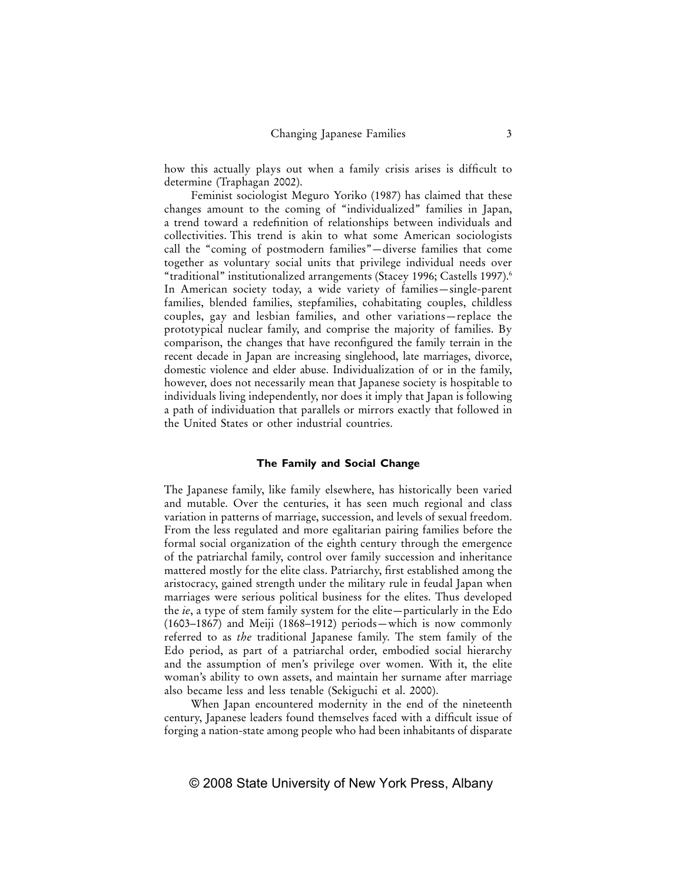how this actually plays out when a family crisis arises is difficult to determine (Traphagan 2002).

Feminist sociologist Meguro Yoriko (1987) has claimed that these changes amount to the coming of "individualized" families in Japan, a trend toward a redefinition of relationships between individuals and collectivities. This trend is akin to what some American sociologists call the "coming of postmodern families"—diverse families that come together as voluntary social units that privilege individual needs over "traditional" institutionalized arrangements (Stacey 1996; Castells 1997).[6] In American society today, a wide variety of families—single-parent families, blended families, stepfamilies, cohabitating couples, childless couples, gay and lesbian families, and other variations—replace the prototypical nuclear family, and comprise the majority of families. By comparison, the changes that have reconfigured the family terrain in the recent decade in Japan are increasing singlehood, late marriages, divorce, domestic violence and elder abuse. Individualization of or in the family, however, does not necessarily mean that Japanese society is hospitable to individuals living independently, nor does it imply that Japan is following a path of individuation that parallels or mirrors exactly that followed in the United States or other industrial countries.

## The Family and Social Change

The Japanese family, like family elsewhere, has historically been varied and mutable. Over the centuries, it has seen much regional and class variation in patterns of marriage, succession, and levels of sexual freedom. From the less regulated and more egalitarian pairing families before the formal social organization of the eighth century through the emergence of the patriarchal family, control over family succession and inheritance mattered mostly for the elite class. Patriarchy, first established among the aristocracy, gained strength under the military rule in feudal Japan when marriages were serious political business for the elites. Thus developed the *ie*, a type of stem family system for the elite—particularly in the Edo (1603–1867) and Meiji (1868–1912) periods—which is now commonly referred to as *the* traditional Japanese family. The stem family of the Edo period, as part of a patriarchal order, embodied social hierarchy and the assumption of men's privilege over women. With it, the elite woman's ability to own assets, and maintain her surname after marriage also became less and less tenable (Sekiguchi et al. 2000).

When Japan encountered modernity in the end of the nineteenth century, Japanese leaders found themselves faced with a difficult issue of forging a nation-state among people who had been inhabitants of disparate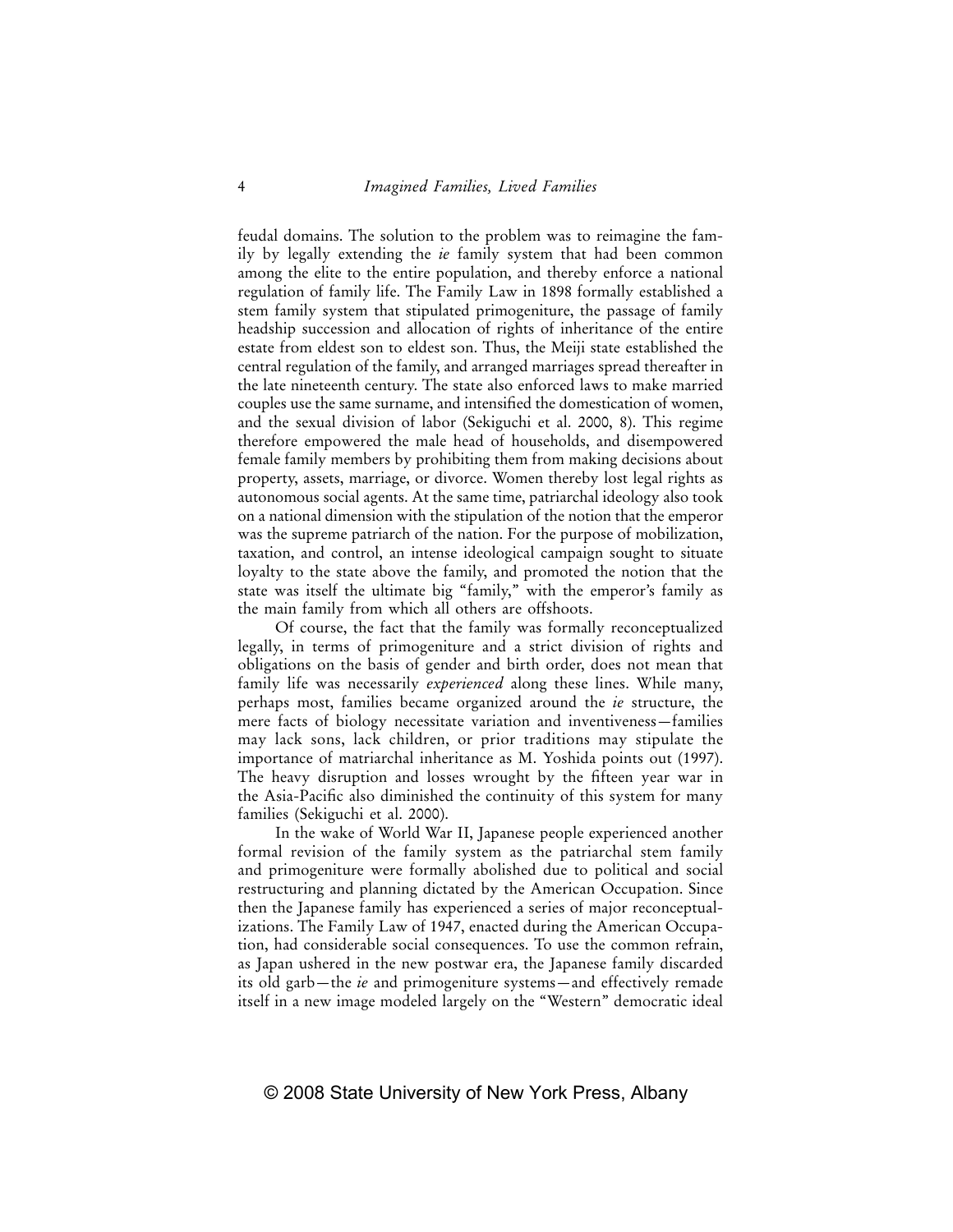feudal domains. The solution to the problem was to reimagine the family by legally extending the *ie* family system that had been common among the elite to the entire population, and thereby enforce a national regulation of family life. The Family Law in 1898 formally established a stem family system that stipulated primogeniture, the passage of family headship succession and allocation of rights of inheritance of the entire estate from eldest son to eldest son. Thus, the Meiji state established the central regulation of the family, and arranged marriages spread thereafter in the late nineteenth century. The state also enforced laws to make married couples use the same surname, and intensified the domestication of women, and the sexual division of labor (Sekiguchi et al. 2000, 8). This regime therefore empowered the male head of households, and disempowered female family members by prohibiting them from making decisions about property, assets, marriage, or divorce. Women thereby lost legal rights as autonomous social agents. At the same time, patriarchal ideology also took on a national dimension with the stipulation of the notion that the emperor was the supreme patriarch of the nation. For the purpose of mobilization, taxation, and control, an intense ideological campaign sought to situate loyalty to the state above the family, and promoted the notion that the state was itself the ultimate big "family," with the emperor's family as the main family from which all others are offshoots.

Of course, the fact that the family was formally reconceptualized legally, in terms of primogeniture and a strict division of rights and obligations on the basis of gender and birth order, does not mean that family life was necessarily *experienced* along these lines. While many, perhaps most, families became organized around the *ie* structure, the mere facts of biology necessitate variation and inventiveness—families may lack sons, lack children, or prior traditions may stipulate the importance of matriarchal inheritance as M. Yoshida points out (1997). The heavy disruption and losses wrought by the fifteen year war in the Asia-Pacific also diminished the continuity of this system for many families (Sekiguchi et al. 2000).

In the wake of World War II, Japanese people experienced another formal revision of the family system as the patriarchal stem family and primogeniture were formally abolished due to political and social restructuring and planning dictated by the American Occupation. Since then the Japanese family has experienced a series of major reconceptualizations. The Family Law of 1947, enacted during the American Occupation, had considerable social consequences. To use the common refrain, as Japan ushered in the new postwar era, the Japanese family discarded its old garb—the *ie* and primogeniture systems—and effectively remade itself in a new image modeled largely on the "Western" democratic ideal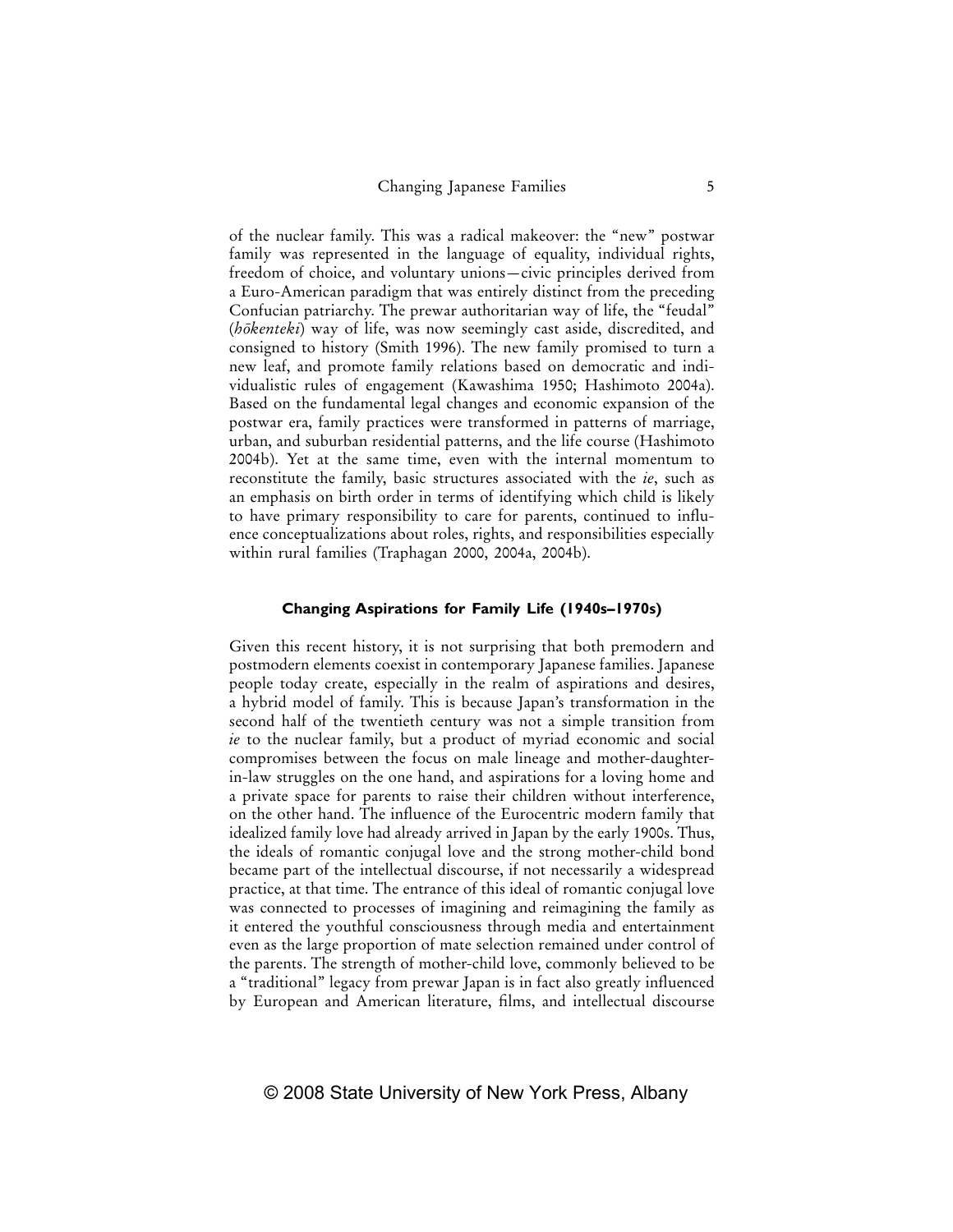of the nuclear family. This was a radical makeover: the "new" postwar family was represented in the language of equality, individual rights, freedom of choice, and voluntary unions—civic principles derived from a Euro-American paradigm that was entirely distinct from the preceding Confucian patriarchy. The prewar authoritarian way of life, the "feudal" (*hōkenteki*) way of life, was now seemingly cast aside, discredited, and consigned to history (Smith 1996). The new family promised to turn a new leaf, and promote family relations based on democratic and individualistic rules of engagement (Kawashima 1950; Hashimoto 2004a). Based on the fundamental legal changes and economic expansion of the postwar era, family practices were transformed in patterns of marriage, urban, and suburban residential patterns, and the life course (Hashimoto 2004b). Yet at the same time, even with the internal momentum to reconstitute the family, basic structures associated with the *ie*, such as an emphasis on birth order in terms of identifying which child is likely to have primary responsibility to care for parents, continued to influence conceptualizations about roles, rights, and responsibilities especially within rural families (Traphagan 2000, 2004a, 2004b).

### Changing Aspirations for Family Life (1940s–1970s)

Given this recent history, it is not surprising that both premodern and postmodern elements coexist in contemporary Japanese families. Japanese people today create, especially in the realm of aspirations and desires, a hybrid model of family. This is because Japan's transformation in the second half of the twentieth century was not a simple transition from *ie* to the nuclear family, but a product of myriad economic and social compromises between the focus on male lineage and mother-daughter-in-law struggles on the one hand, and aspirations for a loving home and a private space for parents to raise their children without interference, on the other hand. The influence of the Eurocentric modern family that idealized family love had already arrived in Japan by the early 1900s. Thus, the ideals of romantic conjugal love and the strong mother-child bond became part of the intellectual discourse, if not necessarily a widespread practice, at that time. The entrance of this ideal of romantic conjugal love was connected to processes of imagining and reimagining the family as it entered the youthful consciousness through media and entertainment even as the large proportion of mate selection remained under control of the parents. The strength of mother-child love, commonly believed to be a "traditional" legacy from prewar Japan is in fact also greatly influenced by European and American literature, films, and intellectual discourse

© 2008 State University of New York Press, Albany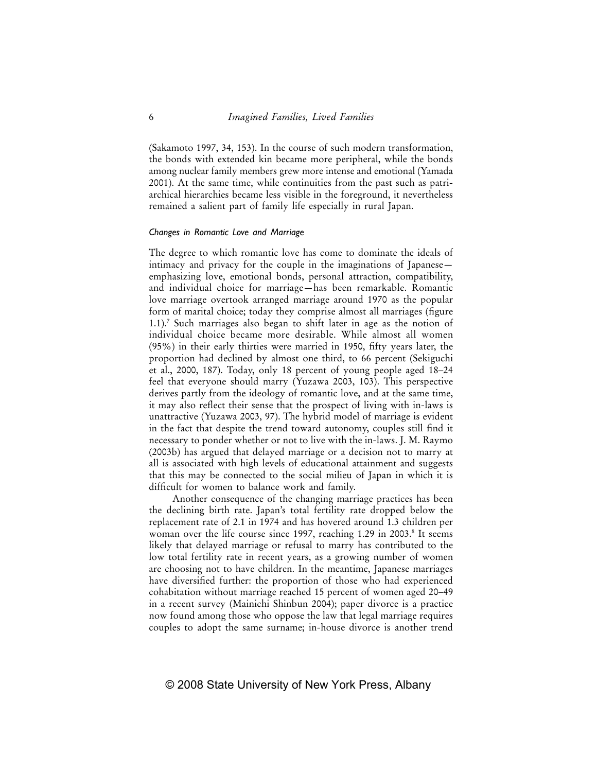(Sakamoto 1997, 34, 153). In the course of such modern transformation, the bonds with extended kin became more peripheral, while the bonds among nuclear family members grew more intense and emotional (Yamada 2001). At the same time, while continuities from the past such as patriarchical hierarchies became less visible in the foreground, it nevertheless remained a salient part of family life especially in rural Japan.

### *Changes in Romantic Love and Marriage*

The degree to which romantic love has come to dominate the ideals of intimacy and privacy for the couple in the imaginations of Japanese—emphasizing love, emotional bonds, personal attraction, compatibility, and individual choice for marriage—has been remarkable. Romantic love marriage overtook arranged marriage around 1970 as the popular form of marital choice; today they comprise almost all marriages (figure 1.1).[7] Such marriages also began to shift later in age as the notion of individual choice became more desirable. While almost all women (95%) in their early thirties were married in 1950, fifty years later, the proportion had declined by almost one third, to 66 percent (Sekiguchi et al., 2000, 187). Today, only 18 percent of young people aged 18–24 feel that everyone should marry (Yuzawa 2003, 103). This perspective derives partly from the ideology of romantic love, and at the same time, it may also reflect their sense that the prospect of living with in-laws is unattractive (Yuzawa 2003, 97). The hybrid model of marriage is evident in the fact that despite the trend toward autonomy, couples still find it necessary to ponder whether or not to live with the in-laws. J. M. Raymo (2003b) has argued that delayed marriage or a decision not to marry at all is associated with high levels of educational attainment and suggests that this may be connected to the social milieu of Japan in which it is difficult for women to balance work and family.

Another consequence of the changing marriage practices has been the declining birth rate. Japan's total fertility rate dropped below the replacement rate of 2.1 in 1974 and has hovered around 1.3 children per woman over the life course since 1997, reaching 1.29 in 2003.[8] It seems likely that delayed marriage or refusal to marry has contributed to the low total fertility rate in recent years, as a growing number of women are choosing not to have children. In the meantime, Japanese marriages have diversified further: the proportion of those who had experienced cohabitation without marriage reached 15 percent of women aged 20–49 in a recent survey (Mainichi Shinbun 2004); paper divorce is a practice now found among those who oppose the law that legal marriage requires couples to adopt the same surname; in-house divorce is another trend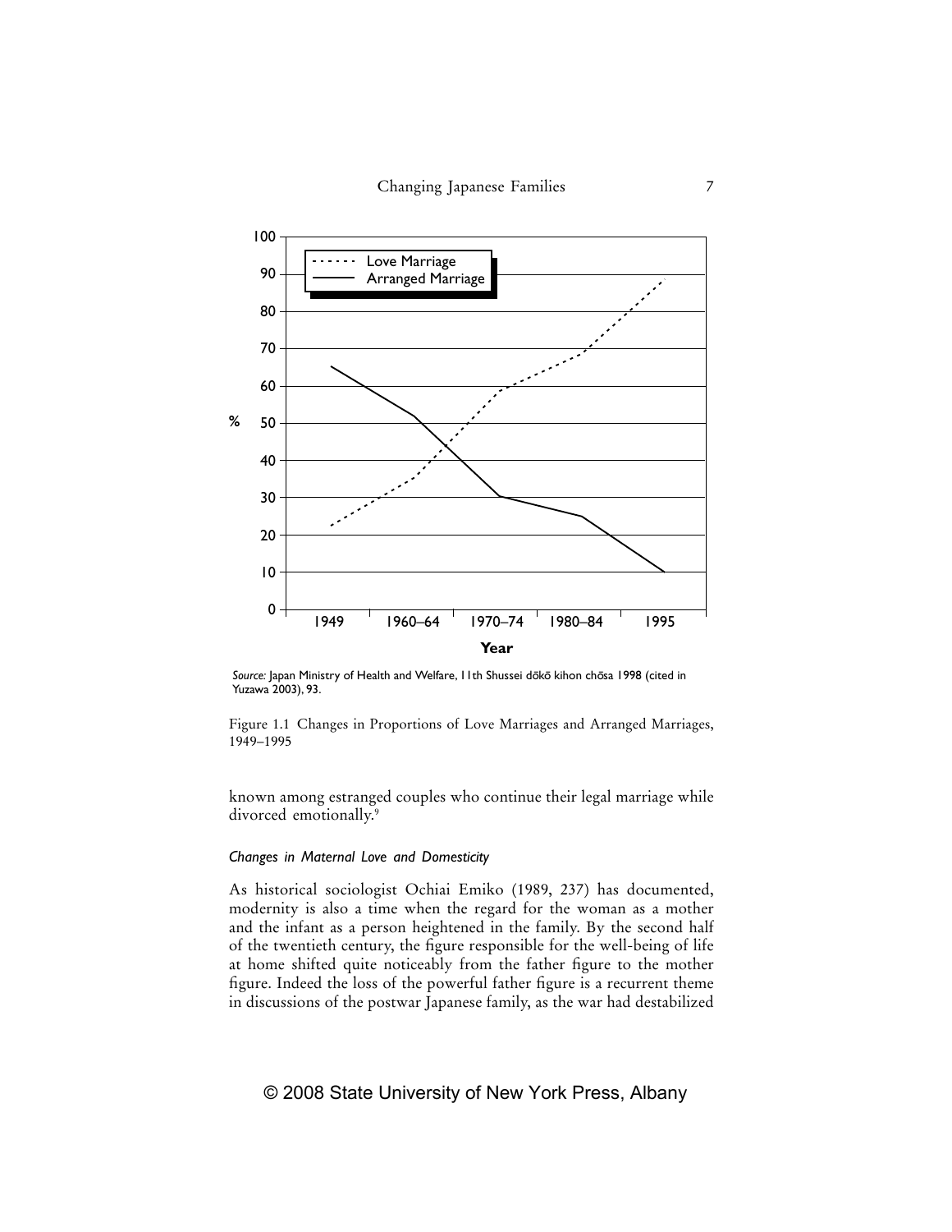*Source:* Japan Ministry of Health and Welfare, 11th Shussei dōkō kihon chōsa 1998 (cited in Yuzawa 2003), 93.

Figure 1.1 Changes in Proportions of Love Marriages and Arranged Marriages, 1949–1995

known among estranged couples who continue their legal marriage while divorced emotionally.[9]

#### *Changes in Maternal Love and Domesticity*

As historical sociologist Ochiai Emiko (1989, 237) has documented, modernity is also a time when the regard for the woman as a mother and the infant as a person heightened in the family. By the second half of the twentieth century, the figure responsible for the well-being of life at home shifted quite noticeably from the father figure to the mother figure. Indeed the loss of the powerful father figure is a recurrent theme in discussions of the postwar Japanese family, as the war had destabilized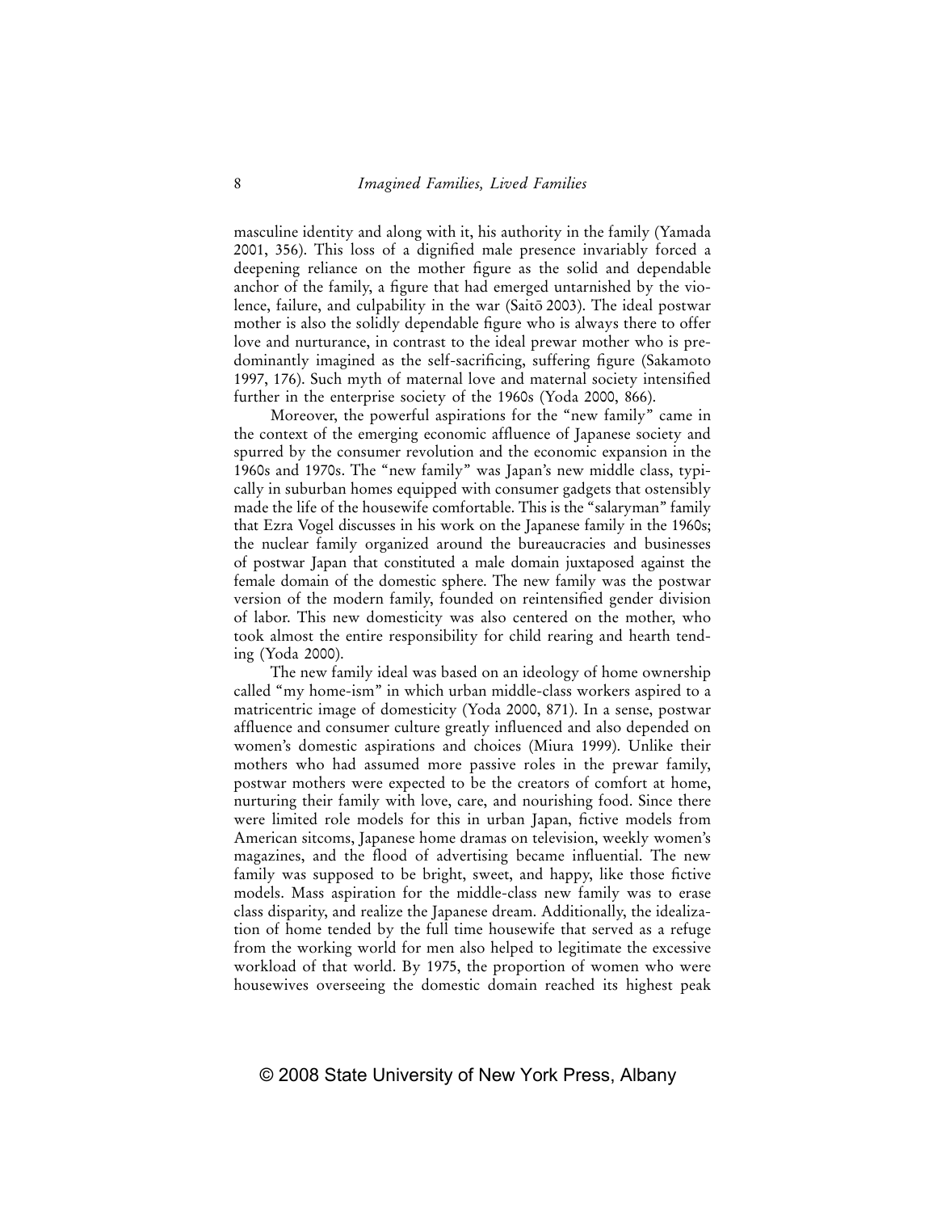masculine identity and along with it, his authority in the family (Yamada 2001, 356). This loss of a dignified male presence invariably forced a deepening reliance on the mother figure as the solid and dependable anchor of the family, a figure that had emerged untarnished by the violence, failure, and culpability in the war (Saitō 2003). The ideal postwar mother is also the solidly dependable figure who is always there to offer love and nurturance, in contrast to the ideal prewar mother who is predominantly imagined as the self-sacrificing, suffering figure (Sakamoto 1997, 176). Such myth of maternal love and maternal society intensified further in the enterprise society of the 1960s (Yoda 2000, 866).

Moreover, the powerful aspirations for the "new family" came in the context of the emerging economic affluence of Japanese society and spurred by the consumer revolution and the economic expansion in the 1960s and 1970s. The "new family" was Japan's new middle class, typically in suburban homes equipped with consumer gadgets that ostensibly made the life of the housewife comfortable. This is the "salaryman" family that Ezra Vogel discusses in his work on the Japanese family in the 1960s; the nuclear family organized around the bureaucracies and businesses of postwar Japan that constituted a male domain juxtaposed against the female domain of the domestic sphere. The new family was the postwar version of the modern family, founded on reintensified gender division of labor. This new domesticity was also centered on the mother, who took almost the entire responsibility for child rearing and hearth tending (Yoda 2000).

The new family ideal was based on an ideology of home ownership called "my home-ism" in which urban middle-class workers aspired to a matricentric image of domesticity (Yoda 2000, 871). In a sense, postwar affluence and consumer culture greatly influenced and also depended on women's domestic aspirations and choices (Miura 1999). Unlike their mothers who had assumed more passive roles in the prewar family, postwar mothers were expected to be the creators of comfort at home, nurturing their family with love, care, and nourishing food. Since there were limited role models for this in urban Japan, fictive models from American sitcoms, Japanese home dramas on television, weekly women's magazines, and the flood of advertising became influential. The new family was supposed to be bright, sweet, and happy, like those fictive models. Mass aspiration for the middle-class new family was to erase class disparity, and realize the Japanese dream. Additionally, the idealization of home tended by the full time housewife that served as a refuge from the working world for men also helped to legitimate the excessive workload of that world. By 1975, the proportion of women who were housewives overseeing the domestic domain reached its highest peak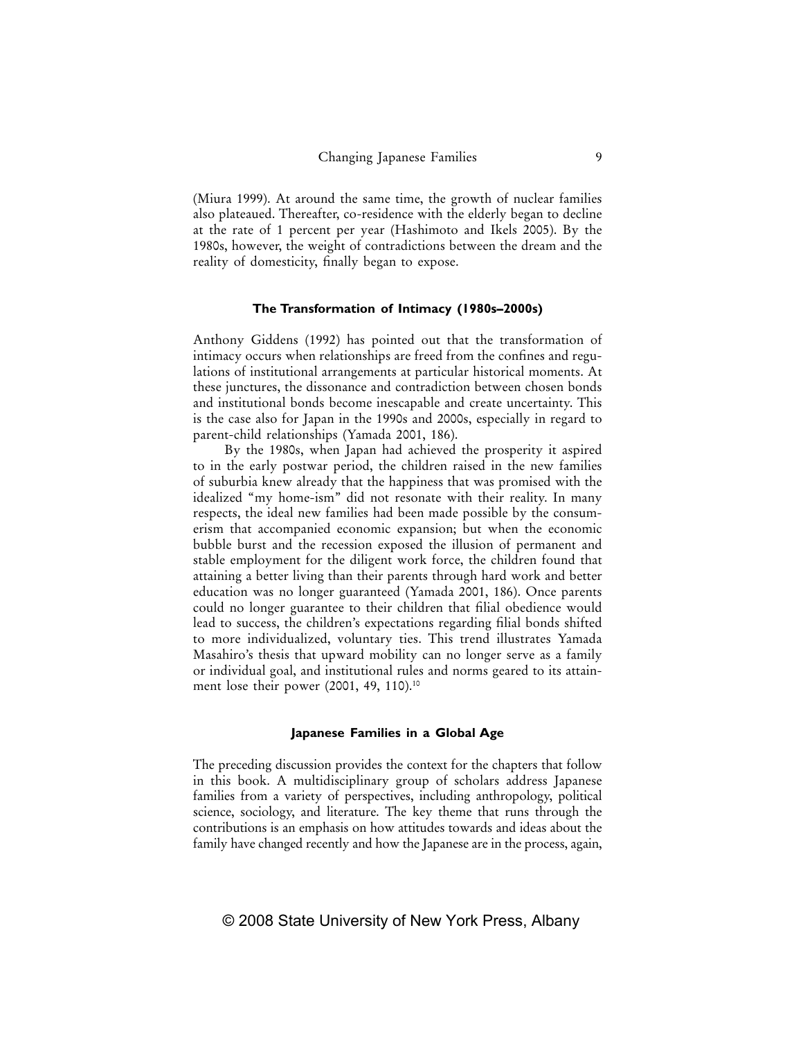(Miura 1999). At around the same time, the growth of nuclear families also plateaued. Thereafter, co-residence with the elderly began to decline at the rate of 1 percent per year (Hashimoto and Ikels 2005). By the 1980s, however, the weight of contradictions between the dream and the reality of domesticity, finally began to expose.

### The Transformation of Intimacy (1980s–2000s)

Anthony Giddens (1992) has pointed out that the transformation of intimacy occurs when relationships are freed from the confines and regulations of institutional arrangements at particular historical moments. At these junctures, the dissonance and contradiction between chosen bonds and institutional bonds become inescapable and create uncertainty. This is the case also for Japan in the 1990s and 2000s, especially in regard to parent-child relationships (Yamada 2001, 186).

By the 1980s, when Japan had achieved the prosperity it aspired to in the early postwar period, the children raised in the new families of suburbia knew already that the happiness that was promised with the idealized "my home-ism" did not resonate with their reality. In many respects, the ideal new families had been made possible by the consumerism that accompanied economic expansion; but when the economic bubble burst and the recession exposed the illusion of permanent and stable employment for the diligent work force, the children found that attaining a better living than their parents through hard work and better education was no longer guaranteed (Yamada 2001, 186). Once parents could no longer guarantee to their children that filial obedience would lead to success, the children's expectations regarding filial bonds shifted to more individualized, voluntary ties. This trend illustrates Yamada Masahiro's thesis that upward mobility can no longer serve as a family or individual goal, and institutional rules and norms geared to its attainment lose their power (2001, 49, 110).[10]

### Japanese Families in a Global Age

The preceding discussion provides the context for the chapters that follow in this book. A multidisciplinary group of scholars address Japanese families from a variety of perspectives, including anthropology, political science, sociology, and literature. The key theme that runs through the contributions is an emphasis on how attitudes towards and ideas about the family have changed recently and how the Japanese are in the process, again,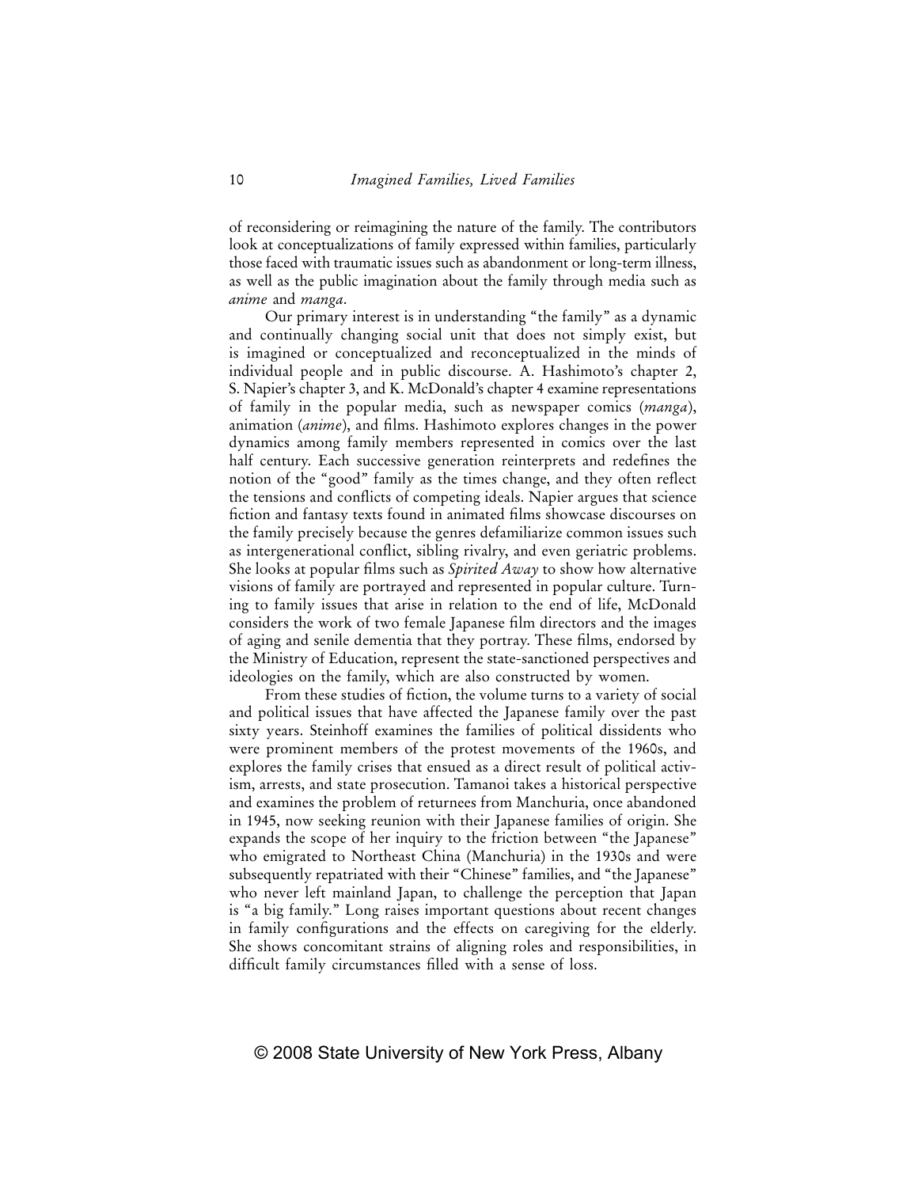of reconsidering or reimagining the nature of the family. The contributors look at conceptualizations of family expressed within families, particularly those faced with traumatic issues such as abandonment or long-term illness, as well as the public imagination about the family through media such as *anime* and *manga*.

Our primary interest is in understanding "the family" as a dynamic and continually changing social unit that does not simply exist, but is imagined or conceptualized and reconceptualized in the minds of individual people and in public discourse. A. Hashimoto's chapter 2, S. Napier's chapter 3, and K. McDonald's chapter 4 examine representations of family in the popular media, such as newspaper comics (*manga*), animation (*anime*), and films. Hashimoto explores changes in the power dynamics among family members represented in comics over the last half century. Each successive generation reinterprets and redefines the notion of the "good" family as the times change, and they often reflect the tensions and conflicts of competing ideals. Napier argues that science fiction and fantasy texts found in animated films showcase discourses on the family precisely because the genres defamiliarize common issues such as intergenerational conflict, sibling rivalry, and even geriatric problems. She looks at popular films such as *Spirited Away* to show how alternative visions of family are portrayed and represented in popular culture. Turning to family issues that arise in relation to the end of life, McDonald considers the work of two female Japanese film directors and the images of aging and senile dementia that they portray. These films, endorsed by the Ministry of Education, represent the state-sanctioned perspectives and ideologies on the family, which are also constructed by women.

From these studies of fiction, the volume turns to a variety of social and political issues that have affected the Japanese family over the past sixty years. Steinhoff examines the families of political dissidents who were prominent members of the protest movements of the 1960s, and explores the family crises that ensued as a direct result of political activism, arrests, and state prosecution. Tamanoi takes a historical perspective and examines the problem of returnees from Manchuria, once abandoned in 1945, now seeking reunion with their Japanese families of origin. She expands the scope of her inquiry to the friction between "the Japanese" who emigrated to Northeast China (Manchuria) in the 1930s and were subsequently repatriated with their "Chinese" families, and "the Japanese" who never left mainland Japan, to challenge the perception that Japan is "a big family." Long raises important questions about recent changes in family configurations and the effects on caregiving for the elderly. She shows concomitant strains of aligning roles and responsibilities, in difficult family circumstances filled with a sense of loss.

© 2008 State University of New York Press, Albany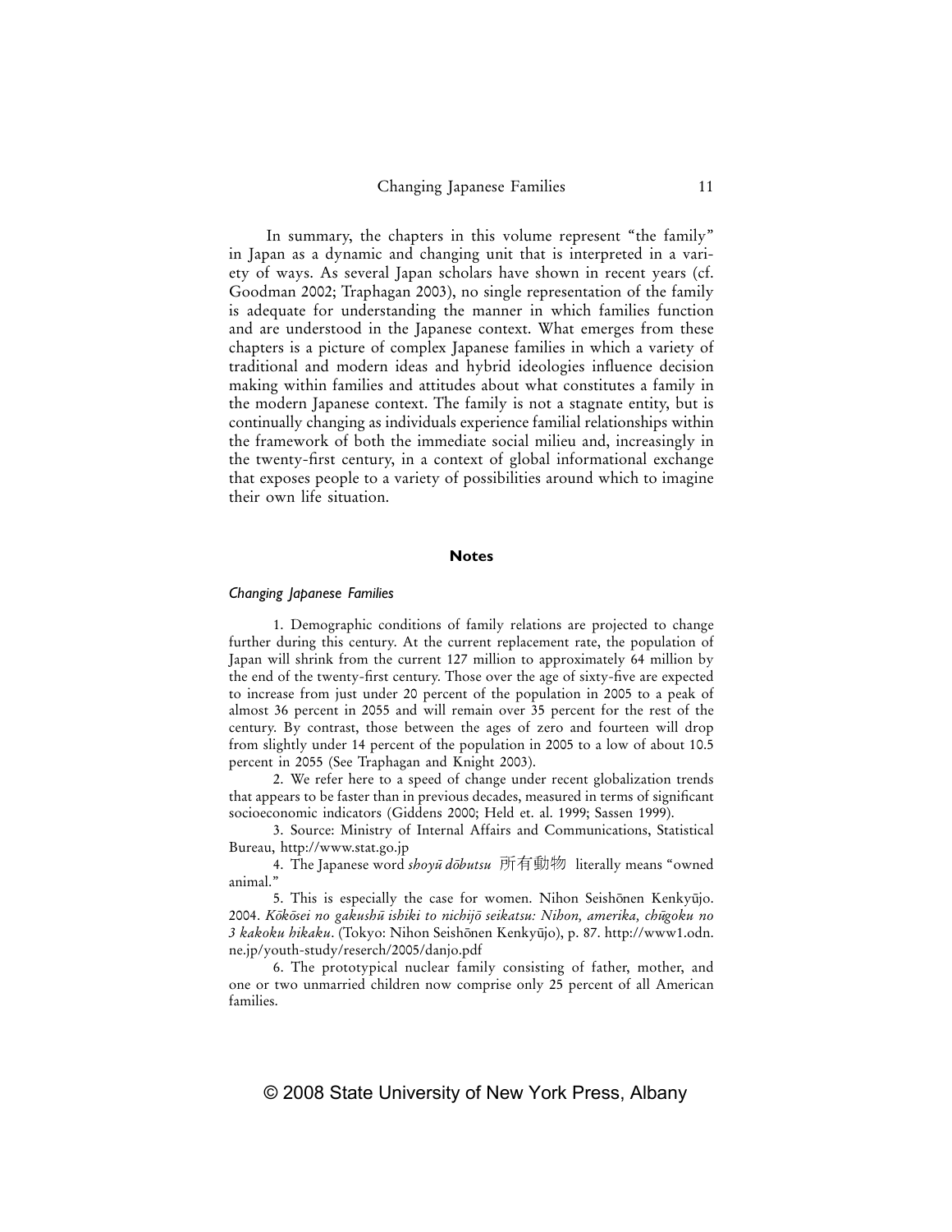In summary, the chapters in this volume represent "the family" in Japan as a dynamic and changing unit that is interpreted in a variety of ways. As several Japan scholars have shown in recent years (cf. Goodman 2002; Traphagan 2003), no single representation of the family is adequate for understanding the manner in which families function and are understood in the Japanese context. What emerges from these chapters is a picture of complex Japanese families in which a variety of traditional and modern ideas and hybrid ideologies influence decision making within families and attitudes about what constitutes a family in the modern Japanese context. The family is not a stagnate entity, but is continually changing as individuals experience familial relationships within the framework of both the immediate social milieu and, increasingly in the twenty-first century, in a context of global informational exchange that exposes people to a variety of possibilities around which to imagine their own life situation.

## Notes

### *Changing Japanese Families*

1. Demographic conditions of family relations are projected to change further during this century. At the current replacement rate, the population of Japan will shrink from the current 127 million to approximately 64 million by the end of the twenty-first century. Those over the age of sixty-five are expected to increase from just under 20 percent of the population in 2005 to a peak of almost 36 percent in 2055 and will remain over 35 percent for the rest of the century. By contrast, those between the ages of zero and fourteen will drop from slightly under 14 percent of the population in 2005 to a low of about 10.5 percent in 2055 (See Traphagan and Knight 2003).

2. We refer here to a speed of change under recent globalization trends that appears to be faster than in previous decades, measured in terms of significant socioeconomic indicators (Giddens 2000; Held et. al. 1999; Sassen 1999).

3. Source: Ministry of Internal Affairs and Communications, Statistical Bureau, http://www.stat.go.jp

4. The Japanese word *shoyū dōbutsu* 所有動物 literally means "owned animal."

5. This is especially the case for women. Nihon Seishōnen Kenkyūjo. 2004. *Kōkōsei no gakushū ishiki to nichijō seikatsu: Nihon, amerika, chūgoku no 3 kakoku hikaku*. (Tokyo: Nihon Seishōnen Kenkyūjo), p. 87. http://www1.odn.ne.jp/youth-study/reserch/2005/danjo.pdf

6. The prototypical nuclear family consisting of father, mother, and one or two unmarried children now comprise only 25 percent of all American families.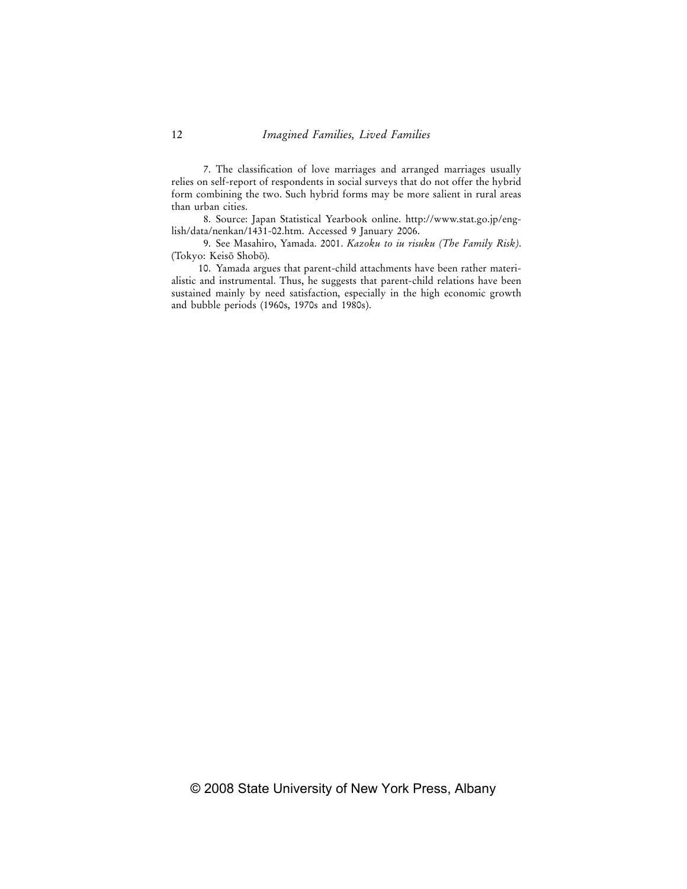7. The classification of love marriages and arranged marriages usually relies on self-report of respondents in social surveys that do not offer the hybrid form combining the two. Such hybrid forms may be more salient in rural areas than urban cities.

8. Source: Japan Statistical Yearbook online. http://www.stat.go.jp/english/data/nenkan/1431-02.htm. Accessed 9 January 2006.

9. See Masahiro, Yamada. 2001. *Kazoku to iu risuku (The Family Risk)*. (Tokyo: Keisō Shobō).

10. Yamada argues that parent-child attachments have been rather materialistic and instrumental. Thus, he suggests that parent-child relations have been sustained mainly by need satisfaction, especially in the high economic growth and bubble periods (1960s, 1970s and 1980s).

© 2008 State University of New York Press, Albany